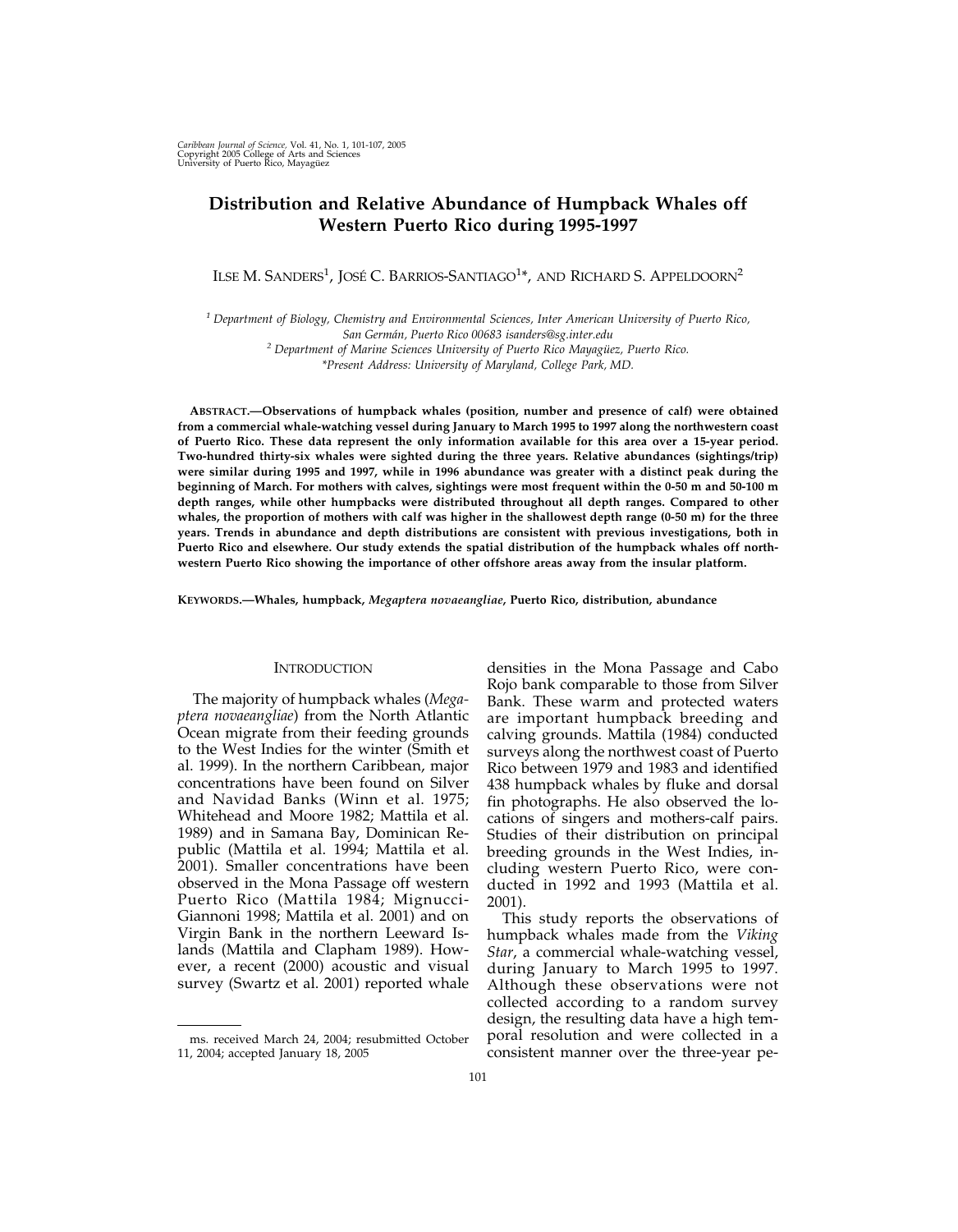# Distribution and Relative Abundance of Humpback Whales off Western Puerto Rico during 1995-1997

ILSE M. SANDERS[1], JOSÉ C. BARRIOS-SANTIAGO[1]*, AND RICHARD S. APPELDOORN[2]

[1] *Department of Biology, Chemistry and Environmental Sciences, Inter American University of Puerto Rico, San Germán, Puerto Rico 00683 isanders@sg.inter.edu*
[2] *Department of Marine Sciences University of Puerto Rico Mayagüez, Puerto Rico.*
*\*Present Address: University of Maryland, College Park, MD.*

**ABSTRACT.—Observations of humpback whales (position, number and presence of calf) were obtained from a commercial whale-watching vessel during January to March 1995 to 1997 along the northwestern coast of Puerto Rico. These data represent the only information available for this area over a 15-year period. Two-hundred thirty-six whales were sighted during the three years. Relative abundances (sightings/trip) were similar during 1995 and 1997, while in 1996 abundance was greater with a distinct peak during the beginning of March. For mothers with calves, sightings were most frequent within the 0-50 m and 50-100 m depth ranges, while other humpbacks were distributed throughout all depth ranges. Compared to other whales, the proportion of mothers with calf was higher in the shallowest depth range (0-50 m) for the three years. Trends in abundance and depth distributions are consistent with previous investigations, both in Puerto Rico and elsewhere. Our study extends the spatial distribution of the humpback whales off northwestern Puerto Rico showing the importance of other offshore areas away from the insular platform.**

**KEYWORDS.—Whales, humpback, *Megaptera novaeangliae*, Puerto Rico, distribution, abundance**

## INTRODUCTION

The majority of humpback whales (*Megaptera novaeangliae*) from the North Atlantic Ocean migrate from their feeding grounds to the West Indies for the winter (Smith et al. 1999). In the northern Caribbean, major concentrations have been found on Silver and Navidad Banks (Winn et al. 1975; Whitehead and Moore 1982; Mattila et al. 1989) and in Samana Bay, Dominican Republic (Mattila et al. 1994; Mattila et al. 2001). Smaller concentrations have been observed in the Mona Passage off western Puerto Rico (Mattila 1984; Mignucci-Giannoni 1998; Mattila et al. 2001) and on Virgin Bank in the northern Leeward Islands (Mattila and Clapham 1989). However, a recent (2000) acoustic and visual survey (Swartz et al. 2001) reported whale densities in the Mona Passage and Cabo Rojo bank comparable to those from Silver Bank. These warm and protected waters are important humpback breeding and calving grounds. Mattila (1984) conducted surveys along the northwest coast of Puerto Rico between 1979 and 1983 and identified 438 humpback whales by fluke and dorsal fin photographs. He also observed the locations of singers and mothers-calf pairs. Studies of their distribution on principal breeding grounds in the West Indies, including western Puerto Rico, were conducted in 1992 and 1993 (Mattila et al. 2001).

This study reports the observations of humpback whales made from the *Viking Star*, a commercial whale-watching vessel, during January to March 1995 to 1997. Although these observations were not collected according to a random survey design, the resulting data have a high temporal resolution and were collected in a consistent manner over the three-year pe-

ms. received March 24, 2004; resubmitted October 11, 2004; accepted January 18, 2005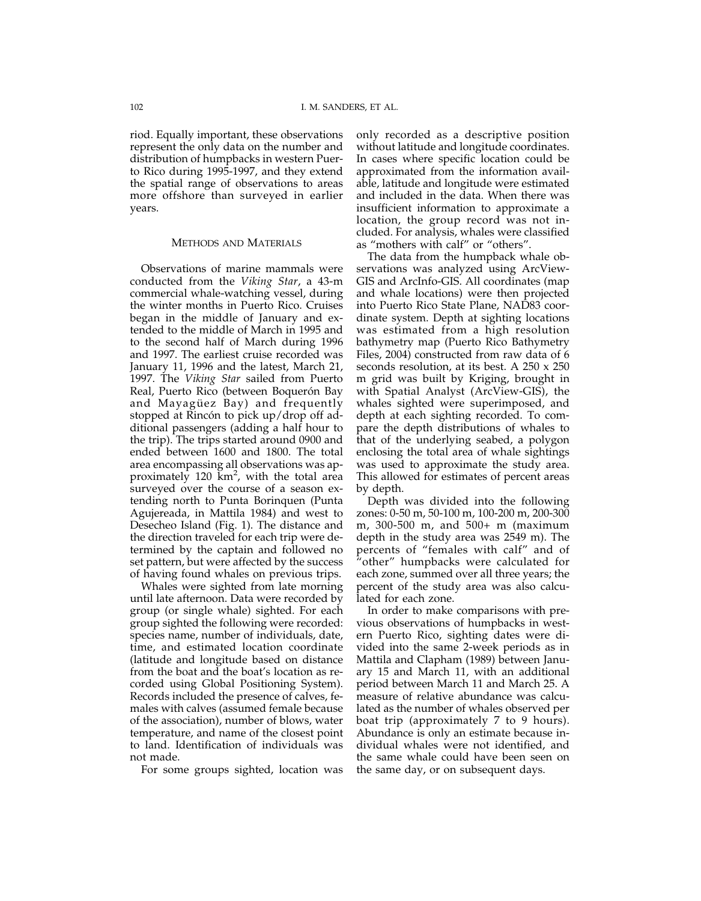riod. Equally important, these observations represent the only data on the number and distribution of humpbacks in western Puerto Rico during 1995-1997, and they extend the spatial range of observations to areas more offshore than surveyed in earlier years.

## Methods and Materials

Observations of marine mammals were conducted from the *Viking Star*, a 43-m commercial whale-watching vessel, during the winter months in Puerto Rico. Cruises began in the middle of January and extended to the middle of March in 1995 and to the second half of March during 1996 and 1997. The earliest cruise recorded was January 11, 1996 and the latest, March 21, 1997. The *Viking Star* sailed from Puerto Real, Puerto Rico (between Boquerón Bay and Mayagüez Bay) and frequently stopped at Rincón to pick up/drop off additional passengers (adding a half hour to the trip). The trips started around 0900 and ended between 1600 and 1800. The total area encompassing all observations was approximately 120 km$^2$, with the total area surveyed over the course of a season extending north to Punta Borinquen (Punta Agujereada, in Mattila 1984) and west to Desecheo Island (Fig. 1). The distance and the direction traveled for each trip were determined by the captain and followed no set pattern, but were affected by the success of having found whales on previous trips.

Whales were sighted from late morning until late afternoon. Data were recorded by group (or single whale) sighted. For each group sighted the following were recorded: species name, number of individuals, date, time, and estimated location coordinate (latitude and longitude based on distance from the boat and the boat's location as recorded using Global Positioning System). Records included the presence of calves, females with calves (assumed female because of the association), number of blows, water temperature, and name of the closest point to land. Identification of individuals was not made.

For some groups sighted, location was only recorded as a descriptive position without latitude and longitude coordinates. In cases where specific location could be approximated from the information available, latitude and longitude were estimated and included in the data. When there was insufficient information to approximate a location, the group record was not included. For analysis, whales were classified as "mothers with calf" or "others".

The data from the humpback whale observations was analyzed using ArcView-GIS and ArcInfo-GIS. All coordinates (map and whale locations) were then projected into Puerto Rico State Plane, NAD83 coordinate system. Depth at sighting locations was estimated from a high resolution bathymetry map (Puerto Rico Bathymetry Files, 2004) constructed from raw data of 6 seconds resolution, at its best. A 250 x 250 m grid was built by Kriging, brought in with Spatial Analyst (ArcView-GIS), the whales sighted were superimposed, and depth at each sighting recorded. To compare the depth distributions of whales to that of the underlying seabed, a polygon enclosing the total area of whale sightings was used to approximate the study area. This allowed for estimates of percent areas by depth.

Depth was divided into the following zones: 0-50 m, 50-100 m, 100-200 m, 200-300 m, 300-500 m, and 500+ m (maximum depth in the study area was 2549 m). The percents of "females with calf" and of "other" humpbacks were calculated for each zone, summed over all three years; the percent of the study area was also calculated for each zone.

In order to make comparisons with previous observations of humpbacks in western Puerto Rico, sighting dates were divided into the same 2-week periods as in Mattila and Clapham (1989) between January 15 and March 11, with an additional period between March 11 and March 25. A measure of relative abundance was calculated as the number of whales observed per boat trip (approximately 7 to 9 hours). Abundance is only an estimate because individual whales were not identified, and the same whale could have been seen on the same day, or on subsequent days.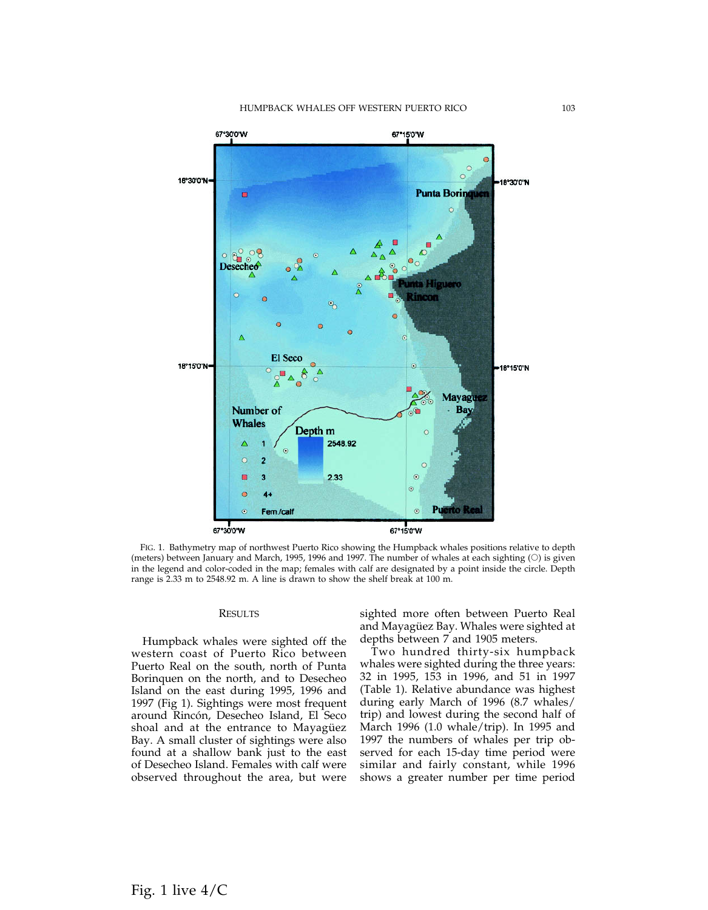FIG. 1. Bathymetry map of northwest Puerto Rico showing the Humpback whales positions relative to depth (meters) between January and March, 1995, 1996 and 1997. The number of whales at each sighting (○) is given in the legend and color-coded in the map; females with calf are designated by a point inside the circle. Depth range is 2.33 m to 2548.92 m. A line is drawn to show the shelf break at 100 m.

## RESULTS

Humpback whales were sighted off the western coast of Puerto Rico between Puerto Real on the south, north of Punta Borinquen on the north, and to Desecheo Island on the east during 1995, 1996 and 1997 (Fig 1). Sightings were most frequent around Rincón, Desecheo Island, El Seco shoal and at the entrance to Mayagüez Bay. A small cluster of sightings were also found at a shallow bank just to the east of Desecheo Island. Females with calf were observed throughout the area, but were sighted more often between Puerto Real and Mayagüez Bay. Whales were sighted at depths between 7 and 1905 meters.

Two hundred thirty-six humpback whales were sighted during the three years: 32 in 1995, 153 in 1996, and 51 in 1997 (Table 1). Relative abundance was highest during early March of 1996 (8.7 whales/trip) and lowest during the second half of March 1996 (1.0 whale/trip). In 1995 and 1997 the numbers of whales per trip observed for each 15-day time period were similar and fairly constant, while 1996 shows a greater number per time period

Fig. 1 live 4/C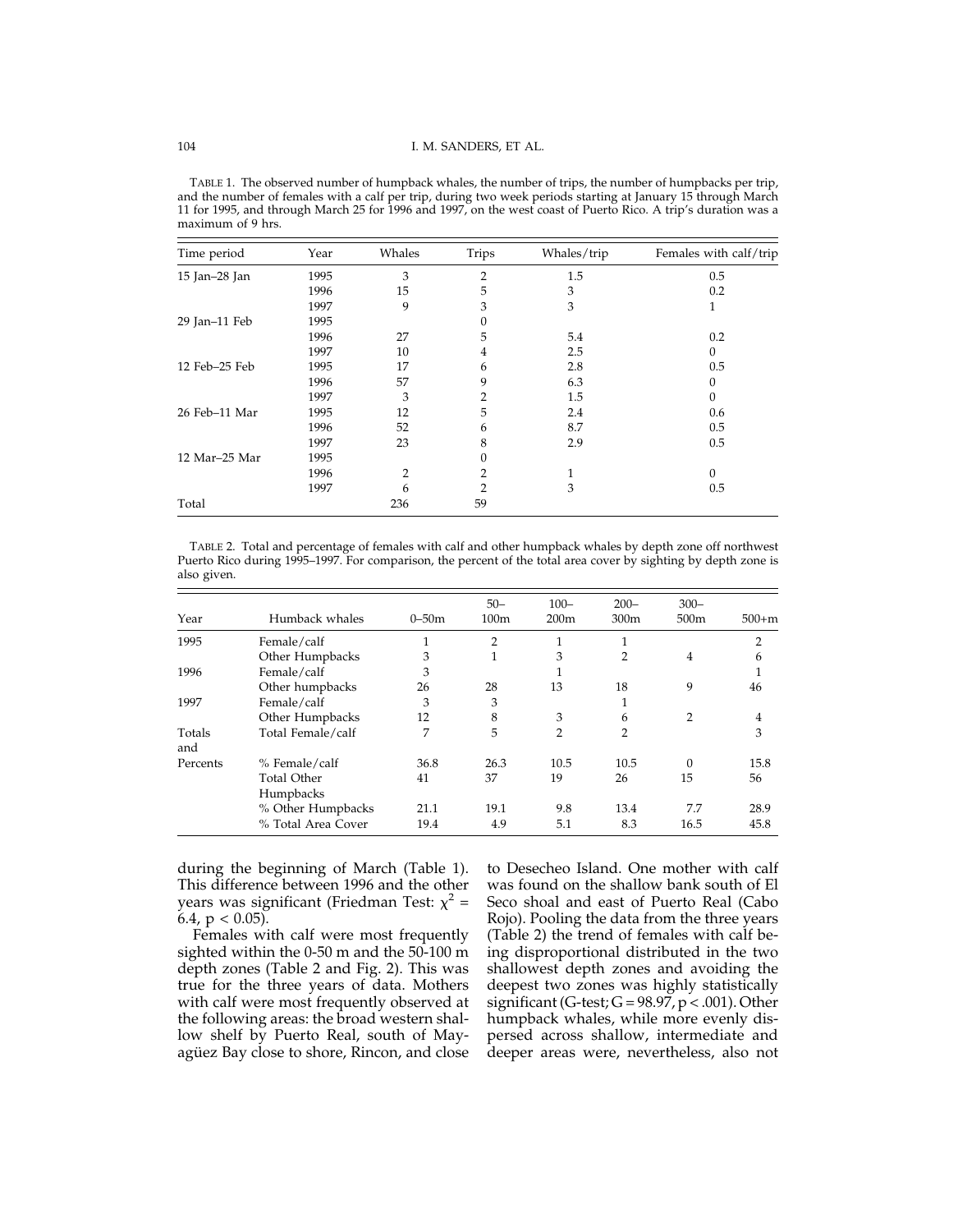TABLE 1. The observed number of humpback whales, the number of trips, the number of humpbacks per trip, and the number of females with a calf per trip, during two week periods starting at January 15 through March 11 for 1995, and through March 25 for 1996 and 1997, on the west coast of Puerto Rico. A trip's duration was a maximum of 9 hrs.

| Time period | Year | Whales | Trips | Whales/trip | Females with calf/trip |
|---|---|---|---|---|---|
| 15 Jan–28 Jan | 1995 | 3 | 2 | 1.5 | 0.5 |
| | 1996 | 15 | 5 | 3 | 0.2 |
| | 1997 | 9 | 3 | 3 | 1 |
| 29 Jan–11 Feb | 1995 | | 0 | | |
| | 1996 | 27 | 5 | 5.4 | 0.2 |
| | 1997 | 10 | 4 | 2.5 | 0 |
| 12 Feb–25 Feb | 1995 | 17 | 6 | 2.8 | 0.5 |
| | 1996 | 57 | 9 | 6.3 | 0 |
| | 1997 | 3 | 2 | 1.5 | 0 |
| 26 Feb–11 Mar | 1995 | 12 | 5 | 2.4 | 0.6 |
| | 1996 | 52 | 6 | 8.7 | 0.5 |
| | 1997 | 23 | 8 | 2.9 | 0.5 |
| 12 Mar–25 Mar | 1995 | | 0 | | |
| | 1996 | 2 | 2 | 1 | 0 |
| | 1997 | 6 | 2 | 3 | 0.5 |
| Total | | 236 | 59 | | |

TABLE 2. Total and percentage of females with calf and other humpback whales by depth zone off northwest Puerto Rico during 1995–1997. For comparison, the percent of the total area cover by sighting by depth zone is also given.

| Year | Humback whales | 0–50m | 50–100m | 100–200m | 200–300m | 300–500m | 500+m |
|---|---|---|---|---|---|---|---|
| 1995 | Female/calf | 1 | 2 | 1 | 1 | | 2 |
| | Other Humpbacks | 3 | 1 | 3 | 2 | 4 | 6 |
| 1996 | Female/calf | 3 | | 1 | | | 1 |
| | Other humpbacks | 26 | 28 | 13 | 18 | 9 | 46 |
| 1997 | Female/calf | 3 | 3 | | 1 | | |
| | Other Humpbacks | 12 | 8 | 3 | 6 | 2 | 4 |
| Totals and | Total Female/calf | 7 | 5 | 2 | 2 | | 3 |
| Percents | % Female/calf | 36.8 | 26.3 | 10.5 | 10.5 | 0 | 15.8 |
| | Total Other Humpbacks | 41 | 37 | 19 | 26 | 15 | 56 |
| | % Other Humpbacks | 21.1 | 19.1 | 9.8 | 13.4 | 7.7 | 28.9 |
| | % Total Area Cover | 19.4 | 4.9 | 5.1 | 8.3 | 16.5 | 45.8 |

during the beginning of March (Table 1). This difference between 1996 and the other years was significant (Friedman Test: $\chi^2 = 6.4$, $p < 0.05$).

Females with calf were most frequently sighted within the 0-50 m and the 50-100 m depth zones (Table 2 and Fig. 2). This was true for the three years of data. Mothers with calf were most frequently observed at the following areas: the broad western shallow shelf by Puerto Real, south of Mayagüez Bay close to shore, Rincon, and close to Desecheo Island. One mother with calf was found on the shallow bank south of El Seco shoal and east of Puerto Real (Cabo Rojo). Pooling the data from the three years (Table 2) the trend of females with calf being disproportional distributed in the two shallowest depth zones and avoiding the deepest two zones was highly statistically significant (G-test; $G = 98.97$, $p < .001$). Other humpback whales, while more evenly dispersed across shallow, intermediate and deeper areas were, nevertheless, also not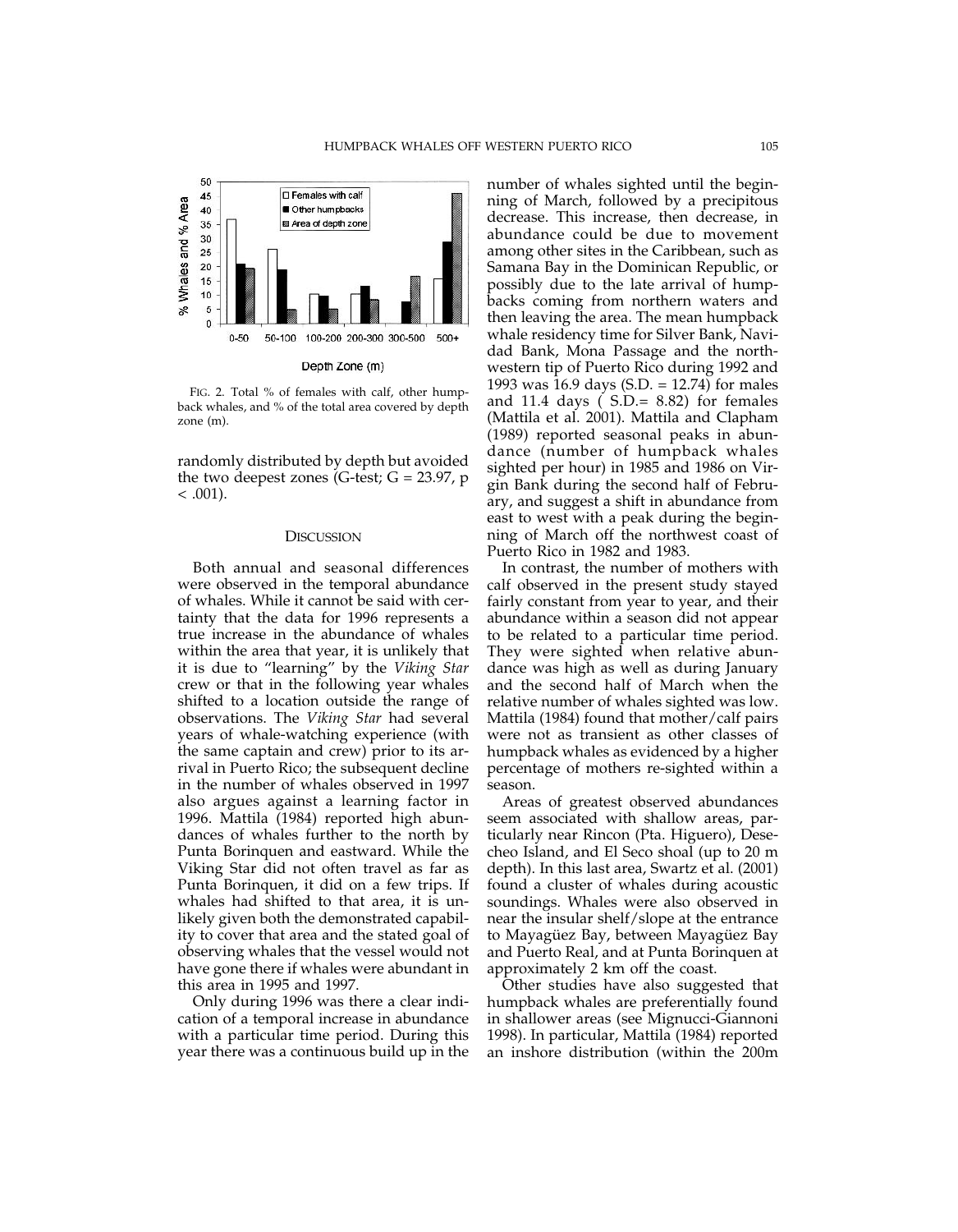FIG. 2. Total % of females with calf, other humpback whales, and % of the total area covered by depth zone (m).

randomly distributed by depth but avoided the two deepest zones (G-test; G = 23.97, $p < .001$).

## DISCUSSION

Both annual and seasonal differences were observed in the temporal abundance of whales. While it cannot be said with certainty that the data for 1996 represents a true increase in the abundance of whales within the area that year, it is unlikely that it is due to "learning" by the *Viking Star* crew or that in the following year whales shifted to a location outside the range of observations. The *Viking Star* had several years of whale-watching experience (with the same captain and crew) prior to its arrival in Puerto Rico; the subsequent decline in the number of whales observed in 1997 also argues against a learning factor in 1996. Mattila (1984) reported high abundances of whales further to the north by Punta Borinquen and eastward. While the Viking Star did not often travel as far as Punta Borinquen, it did on a few trips. If whales had shifted to that area, it is unlikely given both the demonstrated capability to cover that area and the stated goal of observing whales that the vessel would not have gone there if whales were abundant in this area in 1995 and 1997.

Only during 1996 was there a clear indication of a temporal increase in abundance with a particular time period. During this year there was a continuous build up in the number of whales sighted until the beginning of March, followed by a precipitous decrease. This increase, then decrease, in abundance could be due to movement among other sites in the Caribbean, such as Samana Bay in the Dominican Republic, or possibly due to the late arrival of humpbacks coming from northern waters and then leaving the area. The mean humpback whale residency time for Silver Bank, Navidad Bank, Mona Passage and the northwestern tip of Puerto Rico during 1992 and 1993 was 16.9 days (S.D. = 12.74) for males and 11.4 days ( S.D.= 8.82) for females (Mattila et al. 2001). Mattila and Clapham (1989) reported seasonal peaks in abundance (number of humpback whales sighted per hour) in 1985 and 1986 on Virgin Bank during the second half of February, and suggest a shift in abundance from east to west with a peak during the beginning of March off the northwest coast of Puerto Rico in 1982 and 1983.

In contrast, the number of mothers with calf observed in the present study stayed fairly constant from year to year, and their abundance within a season did not appear to be related to a particular time period. They were sighted when relative abundance was high as well as during January and the second half of March when the relative number of whales sighted was low. Mattila (1984) found that mother/calf pairs were not as transient as other classes of humpback whales as evidenced by a higher percentage of mothers re-sighted within a season.

Areas of greatest observed abundances seem associated with shallow areas, particularly near Rincon (Pta. Higuero), Desecheo Island, and El Seco shoal (up to 20 m depth). In this last area, Swartz et al. (2001) found a cluster of whales during acoustic soundings. Whales were also observed in near the insular shelf/slope at the entrance to Mayagüez Bay, between Mayagüez Bay and Puerto Real, and at Punta Borinquen at approximately 2 km off the coast.

Other studies have also suggested that humpback whales are preferentially found in shallower areas (see Mignucci-Giannoni 1998). In particular, Mattila (1984) reported an inshore distribution (within the 200m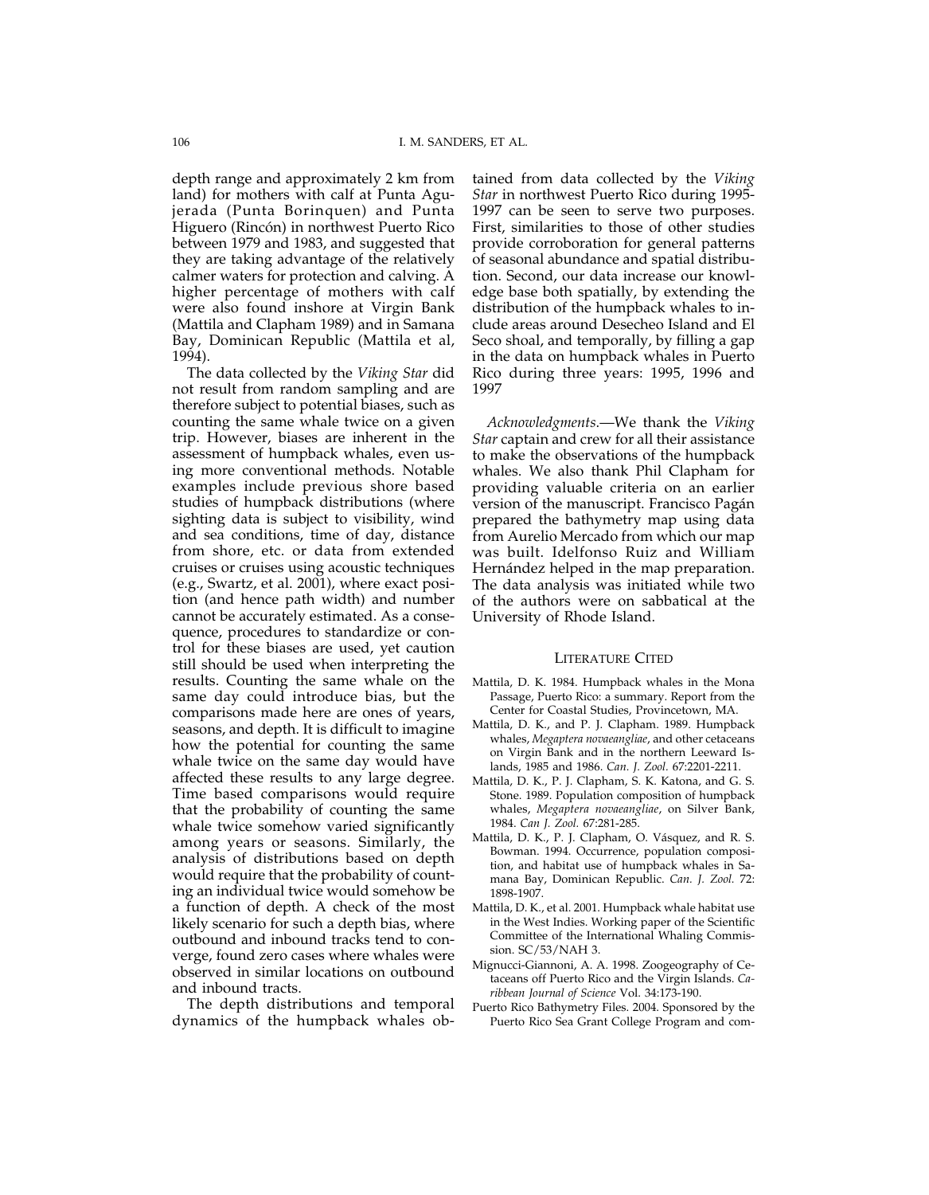depth range and approximately 2 km from land) for mothers with calf at Punta Agujerada (Punta Borinquen) and Punta Higuero (Rincón) in northwest Puerto Rico between 1979 and 1983, and suggested that they are taking advantage of the relatively calmer waters for protection and calving. A higher percentage of mothers with calf were also found inshore at Virgin Bank (Mattila and Clapham 1989) and in Samana Bay, Dominican Republic (Mattila et al, 1994).

The data collected by the *Viking Star* did not result from random sampling and are therefore subject to potential biases, such as counting the same whale twice on a given trip. However, biases are inherent in the assessment of humpback whales, even using more conventional methods. Notable examples include previous shore based studies of humpback distributions (where sighting data is subject to visibility, wind and sea conditions, time of day, distance from shore, etc. or data from extended cruises or cruises using acoustic techniques (e.g., Swartz, et al. 2001), where exact position (and hence path width) and number cannot be accurately estimated. As a consequence, procedures to standardize or control for these biases are used, yet caution still should be used when interpreting the results. Counting the same whale on the same day could introduce bias, but the comparisons made here are ones of years, seasons, and depth. It is difficult to imagine how the potential for counting the same whale twice on the same day would have affected these results to any large degree. Time based comparisons would require that the probability of counting the same whale twice somehow varied significantly among years or seasons. Similarly, the analysis of distributions based on depth would require that the probability of counting an individual twice would somehow be a function of depth. A check of the most likely scenario for such a depth bias, where outbound and inbound tracks tend to converge, found zero cases where whales were observed in similar locations on outbound and inbound tracts.

The depth distributions and temporal dynamics of the humpback whales obtained from data collected by the *Viking Star* in northwest Puerto Rico during 1995-1997 can be seen to serve two purposes. First, similarities to those of other studies provide corroboration for general patterns of seasonal abundance and spatial distribution. Second, our data increase our knowledge base both spatially, by extending the distribution of the humpback whales to include areas around Desecheo Island and El Seco shoal, and temporally, by filling a gap in the data on humpback whales in Puerto Rico during three years: 1995, 1996 and 1997

*Acknowledgments*.—We thank the *Viking Star* captain and crew for all their assistance to make the observations of the humpback whales. We also thank Phil Clapham for providing valuable criteria on an earlier version of the manuscript. Francisco Pagán prepared the bathymetry map using data from Aurelio Mercado from which our map was built. Idelfonso Ruiz and William Hernández helped in the map preparation. The data analysis was initiated while two of the authors were on sabbatical at the University of Rhode Island.

## LITERATURE CITED

Mattila, D. K. 1984. Humpback whales in the Mona Passage, Puerto Rico: a summary. Report from the Center for Coastal Studies, Provincetown, MA.

Mattila, D. K., and P. J. Clapham. 1989. Humpback whales, *Megaptera novaeangliae*, and other cetaceans on Virgin Bank and in the northern Leeward Islands, 1985 and 1986. *Can. J. Zool.* 67:2201-2211.

Mattila, D. K., P. J. Clapham, S. K. Katona, and G. S. Stone. 1989. Population composition of humpback whales, *Megaptera novaeangliae*, on Silver Bank, 1984. *Can J. Zool.* 67:281-285.

Mattila, D. K., P. J. Clapham, O. Vásquez, and R. S. Bowman. 1994. Occurrence, population composition, and habitat use of humpback whales in Samana Bay, Dominican Republic. *Can. J. Zool.* 72: 1898-1907.

Mattila, D. K., et al. 2001. Humpback whale habitat use in the West Indies. Working paper of the Scientific Committee of the International Whaling Commission. SC/53/NAH 3.

Mignucci-Giannoni, A. A. 1998. Zoogeography of Cetaceans off Puerto Rico and the Virgin Islands. *Caribbean Journal of Science* Vol. 34:173-190.

Puerto Rico Bathymetry Files. 2004. Sponsored by the Puerto Rico Sea Grant College Program and com-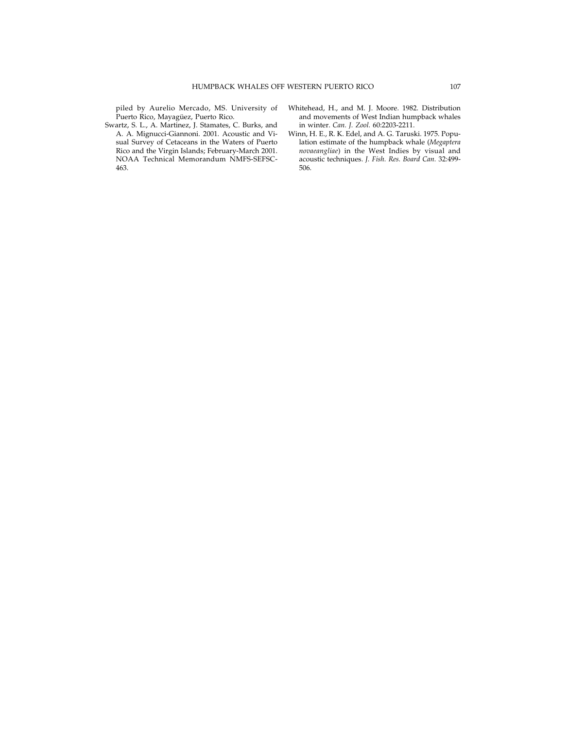piled by Aurelio Mercado, MS. University of Puerto Rico, Mayagüez, Puerto Rico.

Swartz, S. L., A. Martinez, J. Stamates, C. Burks, and A. A. Mignucci-Giannoni. 2001. Acoustic and Visual Survey of Cetaceans in the Waters of Puerto Rico and the Virgin Islands; February-March 2001. NOAA Technical Memorandum NMFS-SEFSC-463.

Whitehead, H., and M. J. Moore. 1982. Distribution and movements of West Indian humpback whales in winter. *Can. J. Zool.* 60:2203-2211.

Winn, H. E., R. K. Edel, and A. G. Taruski. 1975. Population estimate of the humpback whale (*Megaptera novaeangliae*) in the West Indies by visual and acoustic techniques. *J. Fish. Res. Board Can.* 32:499-506.